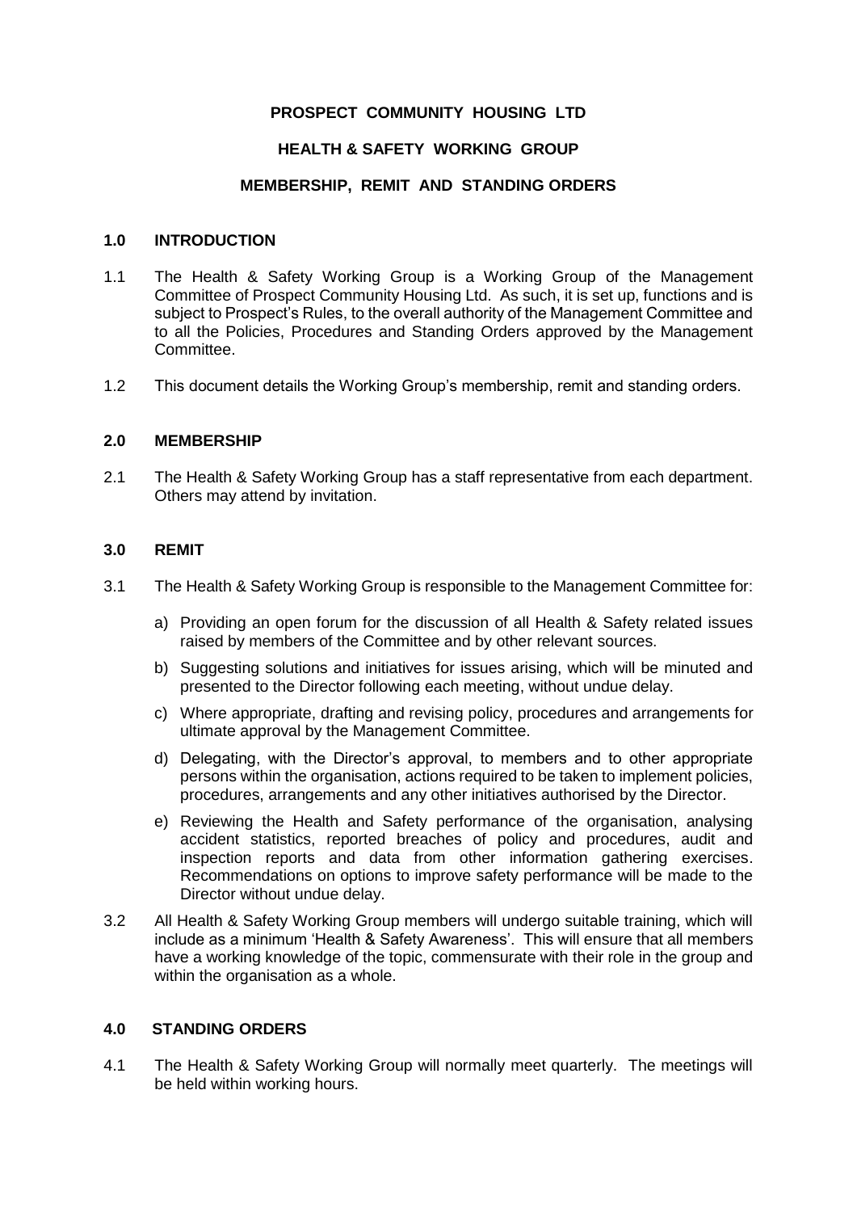# PROSPECT COMMUNITY HOUSING LTD

## HEALTH & SAFETY WORKING GROUP

## MEMBERSHIP, REMIT AND STANDING ORDERS

### 1.0 INTRODUCTION

1.1 The Health & Safety Working Group is a Working Group of the Management Committee of Prospect Community Housing Ltd. As such, it is set up, functions and is subject to Prospect's Rules, to the overall authority of the Management Committee and to all the Policies, Procedures and Standing Orders approved by the Management Committee.

1.2 This document details the Working Group's membership, remit and standing orders.

### 2.0 MEMBERSHIP

2.1 The Health & Safety Working Group has a staff representative from each department. Others may attend by invitation.

### 3.0 REMIT

3.1 The Health & Safety Working Group is responsible to the Management Committee for:

a) Providing an open forum for the discussion of all Health & Safety related issues raised by members of the Committee and by other relevant sources.

b) Suggesting solutions and initiatives for issues arising, which will be minuted and presented to the Director following each meeting, without undue delay.

c) Where appropriate, drafting and revising policy, procedures and arrangements for ultimate approval by the Management Committee.

d) Delegating, with the Director's approval, to members and to other appropriate persons within the organisation, actions required to be taken to implement policies, procedures, arrangements and any other initiatives authorised by the Director.

e) Reviewing the Health and Safety performance of the organisation, analysing accident statistics, reported breaches of policy and procedures, audit and inspection reports and data from other information gathering exercises. Recommendations on options to improve safety performance will be made to the Director without undue delay.

3.2 All Health & Safety Working Group members will undergo suitable training, which will include as a minimum 'Health & Safety Awareness'. This will ensure that all members have a working knowledge of the topic, commensurate with their role in the group and within the organisation as a whole.

### 4.0 STANDING ORDERS

4.1 The Health & Safety Working Group will normally meet quarterly. The meetings will be held within working hours.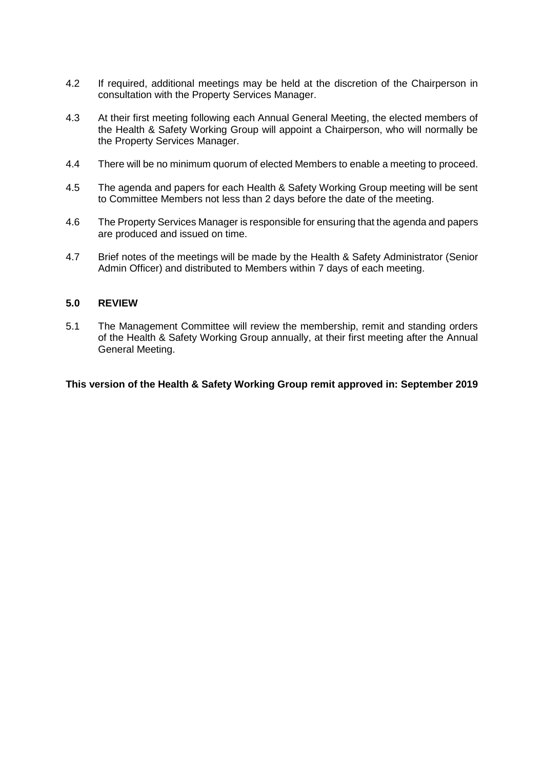4.2 If required, additional meetings may be held at the discretion of the Chairperson in consultation with the Property Services Manager.

4.3 At their first meeting following each Annual General Meeting, the elected members of the Health & Safety Working Group will appoint a Chairperson, who will normally be the Property Services Manager.

4.4 There will be no minimum quorum of elected Members to enable a meeting to proceed.

4.5 The agenda and papers for each Health & Safety Working Group meeting will be sent to Committee Members not less than 2 days before the date of the meeting.

4.6 The Property Services Manager is responsible for ensuring that the agenda and papers are produced and issued on time.

4.7 Brief notes of the meetings will be made by the Health & Safety Administrator (Senior Admin Officer) and distributed to Members within 7 days of each meeting.

## 5.0 REVIEW

5.1 The Management Committee will review the membership, remit and standing orders of the Health & Safety Working Group annually, at their first meeting after the Annual General Meeting.

**This version of the Health & Safety Working Group remit approved in: September 2019**